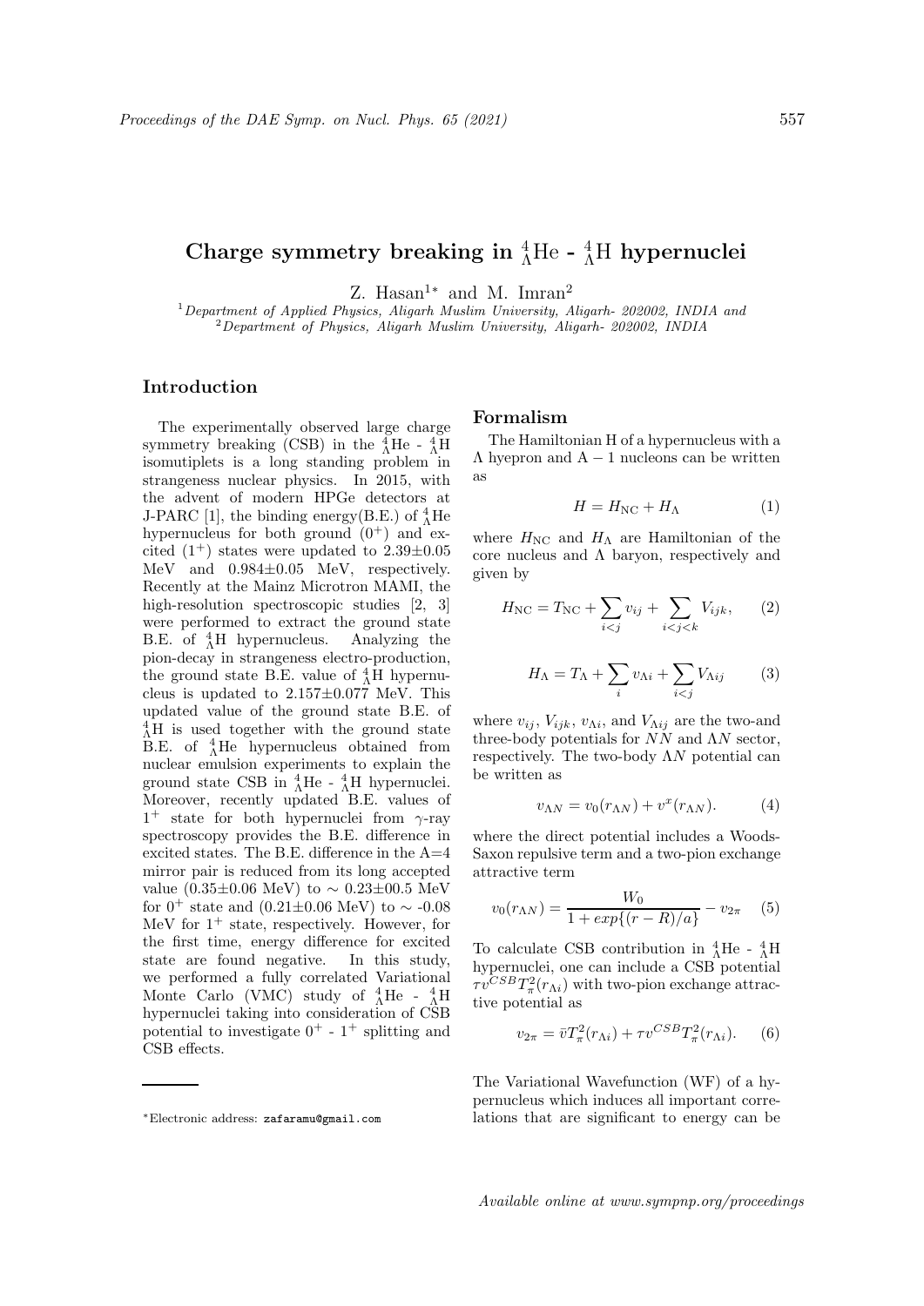# Charge symmetry breaking in ${}^{4}_{\Lambda}$He - ${}^{4}_{\Lambda}$H hypernuclei

Z. Hasan[1]* and M. Imran[2]

[1] *Department of Applied Physics, Aligarh Muslim University, Aligarh- 202002, INDIA and*
[2] *Department of Physics, Aligarh Muslim University, Aligarh- 202002, INDIA*

## Introduction

The experimentally observed large charge symmetry breaking (CSB) in the ${}^{4}_{\Lambda}$He - ${}^{4}_{\Lambda}$H isomutiplets is a long standing problem in strangeness nuclear physics. In 2015, with the advent of modern HPGe detectors at J-PARC [1], the binding energy(B.E.) of ${}^{4}_{\Lambda}$He hypernucleus for both ground ($0^{+}$) and excited ($1^{+}$) states were updated to 2.39±0.05 MeV and 0.984±0.05 MeV, respectively. Recently at the Mainz Microtron MAMI, the high-resolution spectroscopic studies [2, 3] were performed to extract the ground state B.E. of ${}^{4}_{\Lambda}$H hypernucleus. Analyzing the pion-decay in strangeness electro-production, the ground state B.E. value of ${}^{4}_{\Lambda}$H hypernucleus is updated to 2.157±0.077 MeV. This updated value of the ground state B.E. of ${}^{4}_{\Lambda}$H is used together with the ground state B.E. of ${}^{4}_{\Lambda}$He hypernucleus obtained from nuclear emulsion experiments to explain the ground state CSB in ${}^{4}_{\Lambda}$He - ${}^{4}_{\Lambda}$H hypernuclei. Moreover, recently updated B.E. values of $1^{+}$ state for both hypernuclei from $\gamma$-ray spectroscopy provides the B.E. difference in excited states. The B.E. difference in the A=4 mirror pair is reduced from its long accepted value (0.35±0.06 MeV) to ∼ 0.23±00.5 MeV for $0^{+}$ state and (0.21±0.06 MeV) to ∼ -0.08 MeV for $1^{+}$ state, respectively. However, for the first time, energy difference for excited state are found negative. In this study, we performed a fully correlated Variational Monte Carlo (VMC) study of ${}^{4}_{\Lambda}$He - ${}^{4}_{\Lambda}$H hypernuclei taking into consideration of CSB potential to investigate $0^{+}$ - $1^{+}$ splitting and CSB effects.

## Formalism

The Hamiltonian H of a hypernucleus with a $\Lambda$ hyepron and $A-1$ nucleons can be written as

$$H = H_{\mathrm{NC}} + H_{\Lambda} \tag{1}$$

where $H_{\mathrm{NC}}$ and $H_{\Lambda}$ are Hamiltonian of the core nucleus and $\Lambda$ baryon, respectively and given by

$$H_{\mathrm{NC}} = T_{\mathrm{NC}} + \sum_{i<j} v_{ij} + \sum_{i<j<k} V_{ijk}, \tag{2}$$

$$H_{\Lambda} = T_{\Lambda} + \sum_{i} v_{\Lambda i} + \sum_{i<j} V_{\Lambda ij} \tag{3}$$

where $v_{ij}$, $V_{ijk}$, $v_{\Lambda i}$, and $V_{\Lambda ij}$ are the two-and three-body potentials for $NN$ and $\Lambda N$ sector, respectively. The two-body $\Lambda N$ potential can be written as

$$v_{\Lambda N} = v_0(r_{\Lambda N}) + v^{x}(r_{\Lambda N}). \tag{4}$$

where the direct potential includes a Woods-Saxon repulsive term and a two-pion exchange attractive term

$$v_0(r_{\Lambda N}) = \frac{W_0}{1 + exp\{(r-R)/a\}} - v_{2\pi} \tag{5}$$

To calculate CSB contribution in ${}^{4}_{\Lambda}$He - ${}^{4}_{\Lambda}$H hypernuclei, one can include a CSB potential $\tau v^{CSB} T_{\pi}^{2}(r_{\Lambda i})$ with two-pion exchange attractive potential as

$$v_{2\pi} = \bar{v} T_{\pi}^{2}(r_{\Lambda i}) + \tau v^{CSB} T_{\pi}^{2}(r_{\Lambda i}). \tag{6}$$

The Variational Wavefunction (WF) of a hypernucleus which induces all important correlations that are significant to energy can be

*Electronic address: zafaramu@gmail.com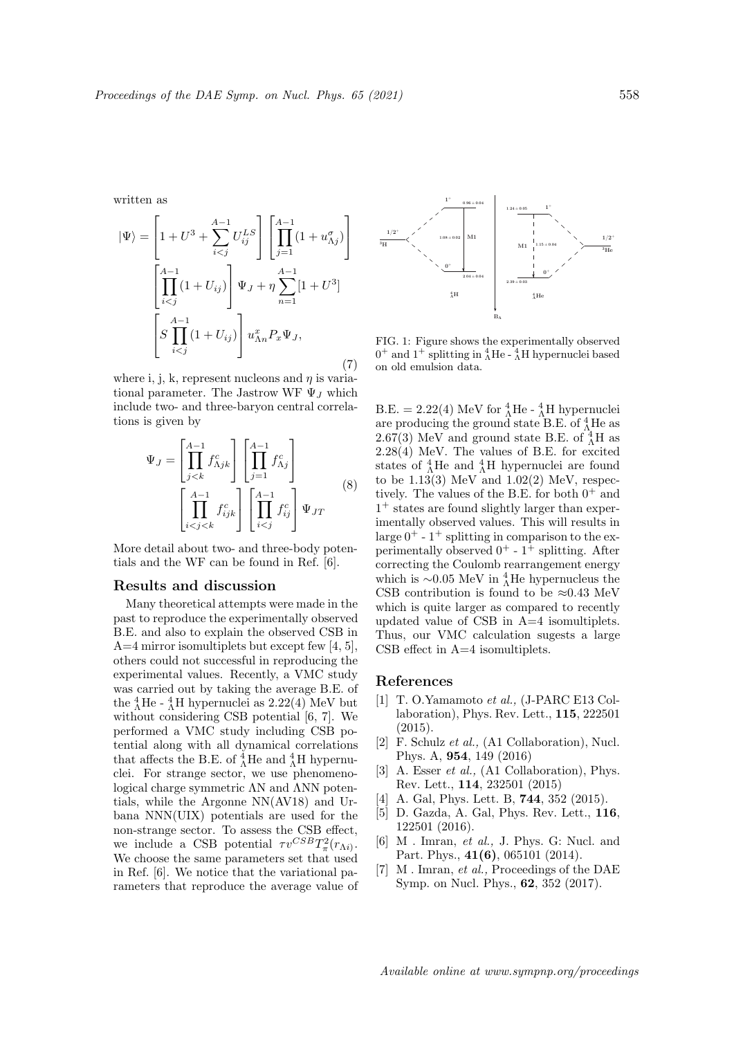written as

$$
\begin{aligned}
|\Psi\rangle = &\left[1 + U^3 + \sum_{i<j}^{A-1} U_{ij}^{LS}\right]\left[\prod_{j=1}^{A-1}(1 + u_{\Lambda j}^{\sigma})\right] \\
&\left[\prod_{i<j}^{A-1}(1 + U_{ij})\right]\Psi_J + \eta \sum_{n=1}^{A-1}[1 + U^3] \\
&\left[S \prod_{i<j}^{A-1}(1 + U_{ij})\right] u_{\Lambda n}^{x} P_x \Psi_J,
\end{aligned}
\tag{7}
$$

where i, j, k, represent nucleons and $\eta$ is variational parameter. The Jastrow WF $\Psi_J$ which include two- and three-baryon central correlations is given by

$$
\begin{aligned}
\Psi_J = &\left[\prod_{j<k}^{A-1} f_{\Lambda jk}^{c}\right]\left[\prod_{j=1}^{A-1} f_{\Lambda j}^{c}\right] \\
&\left[\prod_{i<j<k}^{A-1} f_{ijk}^{c}\right]\left[\prod_{i<j}^{A-1} f_{ij}^{c}\right]\Psi_{JT}
\end{aligned}
\tag{8}
$$

More detail about two- and three-body potentials and the WF can be found in Ref. [6].

## Results and discussion

Many theoretical attempts were made in the past to reproduce the experimentally observed B.E. and also to explain the observed CSB in A=4 mirror isomultiplets but except few [4, 5], others could not successful in reproducing the experimental values. Recently, a VMC study was carried out by taking the average B.E. of the ${}^{4}_{\Lambda}$He - ${}^{4}_{\Lambda}$H hypernuclei as 2.22(4) MeV but without considering CSB potential [6, 7]. We performed a VMC study including CSB potential along with all dynamical correlations that affects the B.E. of ${}^{4}_{\Lambda}$He and ${}^{4}_{\Lambda}$H hypernuclei. For strange sector, we use phenomenological charge symmetric $\Lambda$N and $\Lambda$NN potentials, while the Argonne NN(AV18) and Urbana NNN(UIX) potentials are used for the non-strange sector. To assess the CSB effect, we include a CSB potential $\tau v^{CSB} T_{\pi}^{2}(r_{\Lambda i})$. We choose the same parameters set that used in Ref. [6]. We notice that the variational parameters that reproduce the average value of B.E. = 2.22(4) MeV for ${}^{4}_{\Lambda}$He - ${}^{4}_{\Lambda}$H hypernuclei are producing the ground state B.E. of ${}^{4}_{\Lambda}$He as 2.67(3) MeV and ground state B.E. of ${}^{4}_{\Lambda}$H as 2.28(4) MeV. The values of B.E. for excited states of ${}^{4}_{\Lambda}$He and ${}^{4}_{\Lambda}$H hypernuclei are found to be 1.13(3) MeV and 1.02(2) MeV, respectively. The values of the B.E. for both $0^+$ and $1^+$ states are found slightly larger than experimentally observed values. This will results in large $0^+$ - $1^+$ splitting in comparison to the experimentally observed $0^+$ - $1^+$ splitting. After correcting the Coulomb rearrangement energy which is $\sim$0.05 MeV in ${}^{4}_{\Lambda}$He hypernucleus the CSB contribution is found to be $\approx$0.43 MeV which is quite larger as compared to recently updated value of CSB in A=4 isomultiplets. Thus, our VMC calculation sugests a large CSB effect in A=4 isomultiplets.

1/2+
3H
1+
0.96 ± 0.04
1.08 ± 0.02
M1
0+
2.04 ± 0.04
4ΛH
1.24 ± 0.05
1+
M1
1.15 ± 0.04
0+
2.39 ± 0.03
4ΛHe
1/2+
3He
BΛ

FIG. 1: Figure shows the experimentally observed $0^+$ and $1^+$ splitting in ${}^{4}_{\Lambda}$He - ${}^{4}_{\Lambda}$H hypernuclei based on old emulsion data.

## References

- [1] T. O.Yamamoto *et al.,* (J-PARC E13 Collaboration), Phys. Rev. Lett., **115**, 222501 (2015).
- [2] F. Schulz *et al.,* (A1 Collaboration), Nucl. Phys. A, **954**, 149 (2016)
- [3] A. Esser *et al.,* (A1 Collaboration), Phys. Rev. Lett., **114**, 232501 (2015)
- [4] A. Gal, Phys. Lett. B, **744**, 352 (2015).
- [5] D. Gazda, A. Gal, Phys. Rev. Lett., **116**, 122501 (2016).
- [6] M . Imran, *et al.,* J. Phys. G: Nucl. and Part. Phys., **41(6)**, 065101 (2014).
- [7] M . Imran, *et al.,* Proceedings of the DAE Symp. on Nucl. Phys., **62**, 352 (2017).